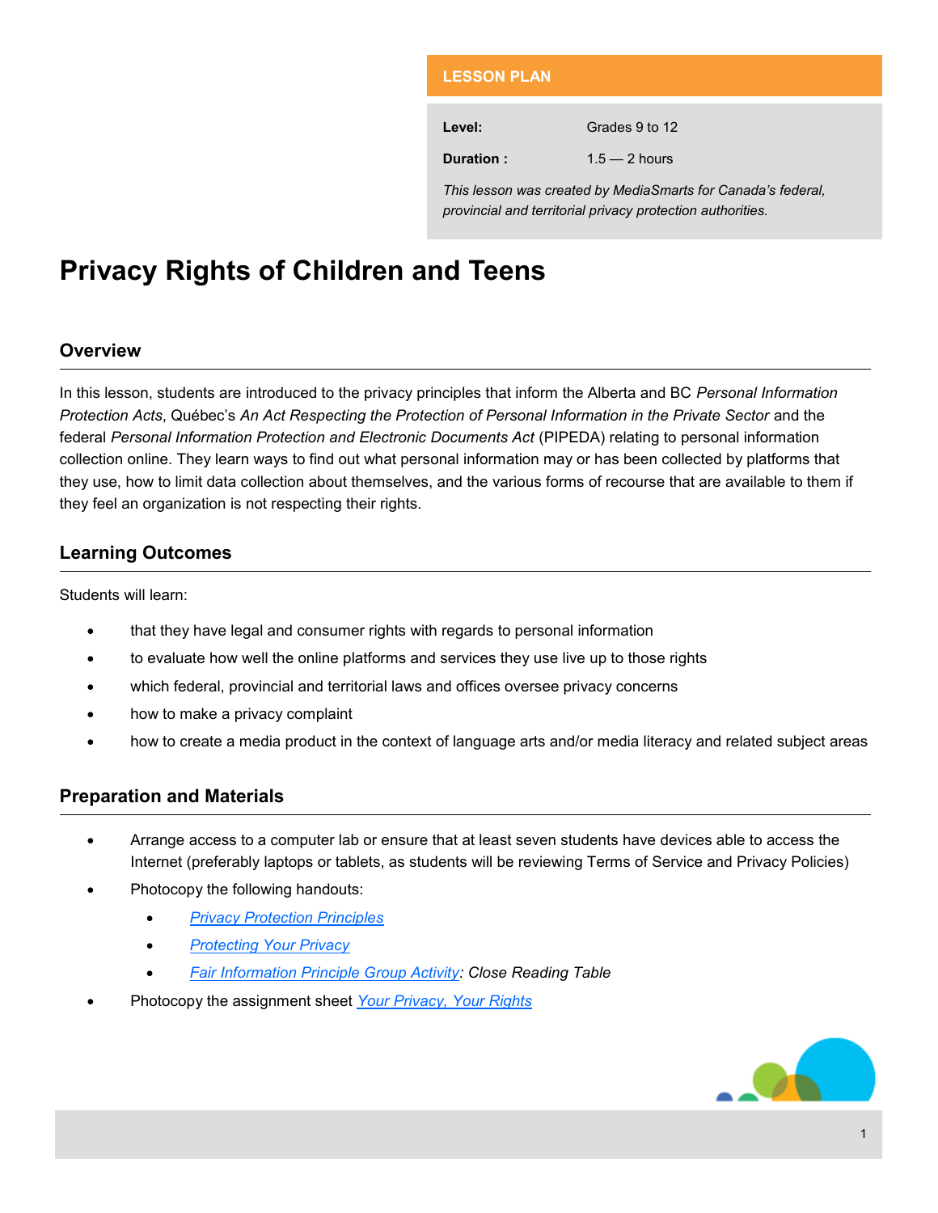**LESSON PLAN**

| | |
|---|---|
| **Level:** | Grades 9 to 12 |
| **Duration :** | 1.5 — 2 hours |

*This lesson was created by MediaSmarts for Canada's federal, provincial and territorial privacy protection authorities.*

# Privacy Rights of Children and Teens

## Overview

In this lesson, students are introduced to the privacy principles that inform the Alberta and BC *Personal Information Protection Acts*, Québec's *An Act Respecting the Protection of Personal Information in the Private Sector* and the federal *Personal Information Protection and Electronic Documents Act* (PIPEDA) relating to personal information collection online. They learn ways to find out what personal information may or has been collected by platforms that they use, how to limit data collection about themselves, and the various forms of recourse that are available to them if they feel an organization is not respecting their rights.

## Learning Outcomes

Students will learn:

- that they have legal and consumer rights with regards to personal information
- to evaluate how well the online platforms and services they use live up to those rights
- which federal, provincial and territorial laws and offices oversee privacy concerns
- how to make a privacy complaint
- how to create a media product in the context of language arts and/or media literacy and related subject areas

## Preparation and Materials

- Arrange access to a computer lab or ensure that at least seven students have devices able to access the Internet (preferably laptops or tablets, as students will be reviewing Terms of Service and Privacy Policies)
- Photocopy the following handouts:
  - *Privacy Protection Principles*
  - *Protecting Your Privacy*
  - *Fair Information Principle Group Activity: Close Reading Table*
- Photocopy the assignment sheet *Your Privacy, Your Rights*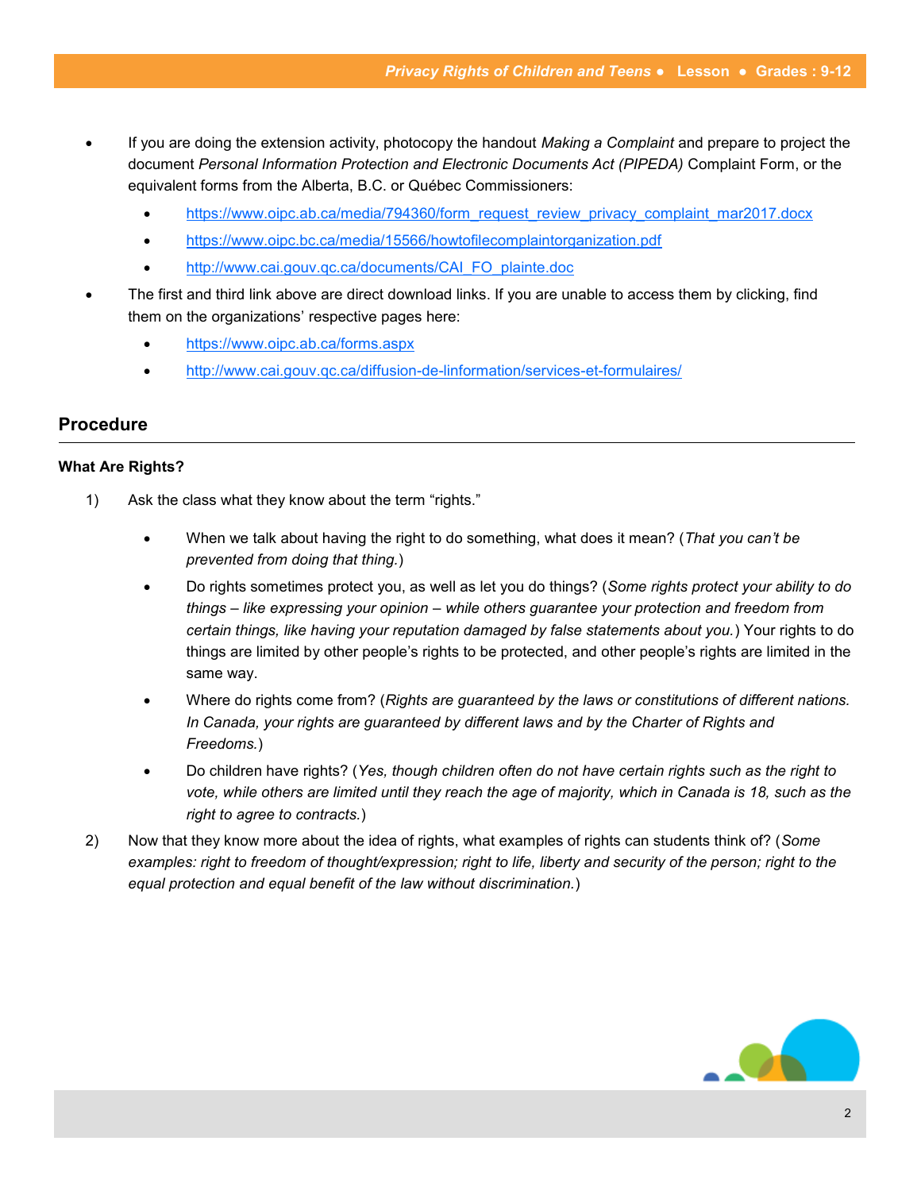- If you are doing the extension activity, photocopy the handout *Making a Complaint* and prepare to project the document *Personal Information Protection and Electronic Documents Act (PIPEDA)* Complaint Form, or the equivalent forms from the Alberta, B.C. or Québec Commissioners:
  - https://www.oipc.ab.ca/media/794360/form_request_review_privacy_complaint_mar2017.docx
  - https://www.oipc.bc.ca/media/15566/howtofilecomplaintorganization.pdf
  - http://www.cai.gouv.qc.ca/documents/CAI_FO_plainte.doc
- The first and third link above are direct download links. If you are unable to access them by clicking, find them on the organizations' respective pages here:
  - https://www.oipc.ab.ca/forms.aspx
  - http://www.cai.gouv.qc.ca/diffusion-de-linformation/services-et-formulaires/

## Procedure

### What Are Rights?

1) Ask the class what they know about the term "rights."
   - When we talk about having the right to do something, what does it mean? (*That you can't be prevented from doing that thing.*)
   - Do rights sometimes protect you, as well as let you do things? (*Some rights protect your ability to do things – like expressing your opinion – while others guarantee your protection and freedom from certain things, like having your reputation damaged by false statements about you.*) Your rights to do things are limited by other people's rights to be protected, and other people's rights are limited in the same way.
   - Where do rights come from? (*Rights are guaranteed by the laws or constitutions of different nations. In Canada, your rights are guaranteed by different laws and by the Charter of Rights and Freedoms.*)
   - Do children have rights? (*Yes, though children often do not have certain rights such as the right to vote, while others are limited until they reach the age of majority, which in Canada is 18, such as the right to agree to contracts.*)
2) Now that they know more about the idea of rights, what examples of rights can students think of? (*Some examples: right to freedom of thought/expression; right to life, liberty and security of the person; right to the equal protection and equal benefit of the law without discrimination.*)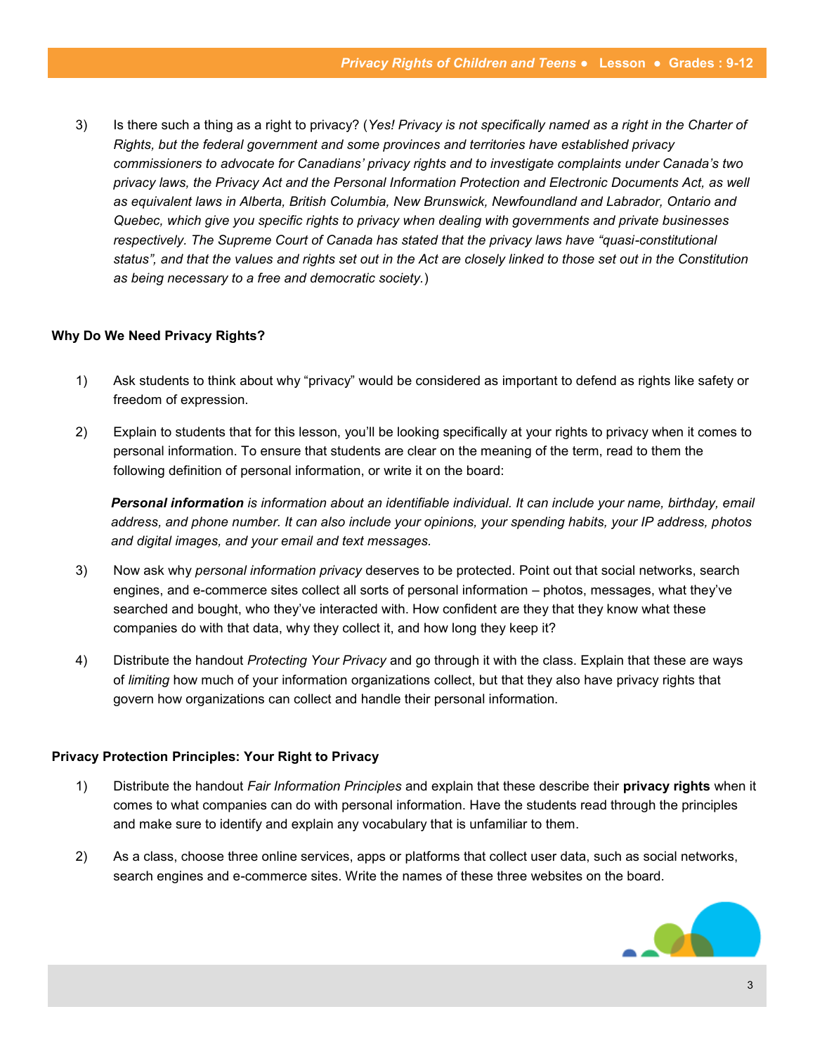3) Is there such a thing as a right to privacy? (*Yes! Privacy is not specifically named as a right in the Charter of Rights, but the federal government and some provinces and territories have established privacy commissioners to advocate for Canadians' privacy rights and to investigate complaints under Canada's two privacy laws, the Privacy Act and the Personal Information Protection and Electronic Documents Act, as well as equivalent laws in Alberta, British Columbia, New Brunswick, Newfoundland and Labrador, Ontario and Quebec, which give you specific rights to privacy when dealing with governments and private businesses respectively. The Supreme Court of Canada has stated that the privacy laws have "quasi-constitutional status", and that the values and rights set out in the Act are closely linked to those set out in the Constitution as being necessary to a free and democratic society.*)

### Why Do We Need Privacy Rights?

1) Ask students to think about why "privacy" would be considered as important to defend as rights like safety or freedom of expression.

2) Explain to students that for this lesson, you'll be looking specifically at your rights to privacy when it comes to personal information. To ensure that students are clear on the meaning of the term, read to them the following definition of personal information, or write it on the board:

   ***Personal information*** *is information about an identifiable individual. It can include your name, birthday, email address, and phone number. It can also include your opinions, your spending habits, your IP address, photos and digital images, and your email and text messages.*

3) Now ask why *personal information privacy* deserves to be protected. Point out that social networks, search engines, and e-commerce sites collect all sorts of personal information – photos, messages, what they've searched and bought, who they've interacted with. How confident are they that they know what these companies do with that data, why they collect it, and how long they keep it?

4) Distribute the handout *Protecting Your Privacy* and go through it with the class. Explain that these are ways of *limiting* how much of your information organizations collect, but that they also have privacy rights that govern how organizations can collect and handle their personal information.

### Privacy Protection Principles: Your Right to Privacy

1) Distribute the handout *Fair Information Principles* and explain that these describe their **privacy rights** when it comes to what companies can do with personal information. Have the students read through the principles and make sure to identify and explain any vocabulary that is unfamiliar to them.

2) As a class, choose three online services, apps or platforms that collect user data, such as social networks, search engines and e-commerce sites. Write the names of these three websites on the board.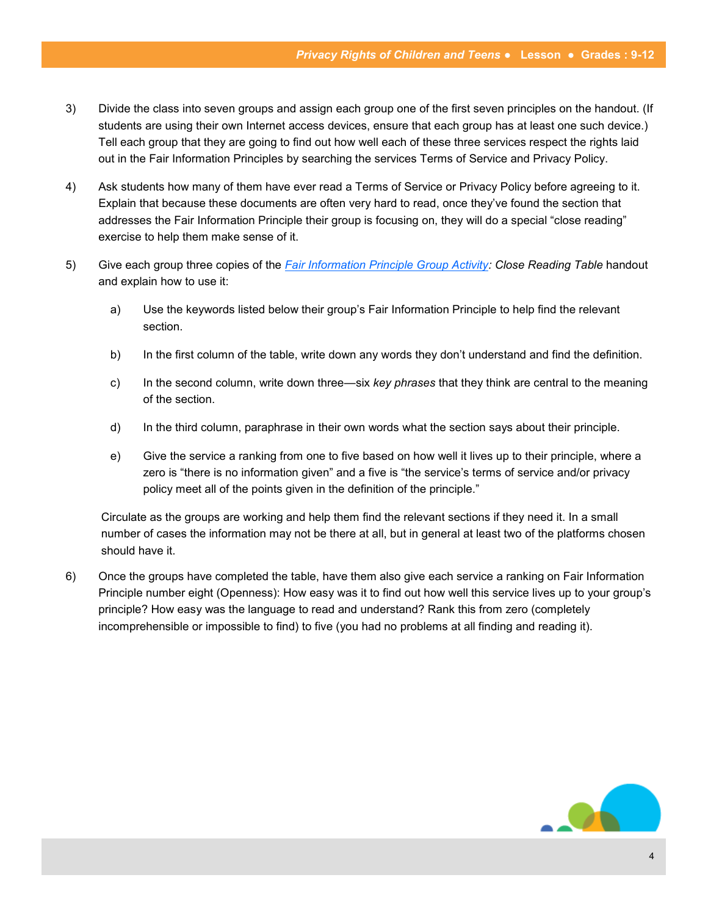3) Divide the class into seven groups and assign each group one of the first seven principles on the handout. (If students are using their own Internet access devices, ensure that each group has at least one such device.) Tell each group that they are going to find out how well each of these three services respect the rights laid out in the Fair Information Principles by searching the services Terms of Service and Privacy Policy.

4) Ask students how many of them have ever read a Terms of Service or Privacy Policy before agreeing to it. Explain that because these documents are often very hard to read, once they've found the section that addresses the Fair Information Principle their group is focusing on, they will do a special "close reading" exercise to help them make sense of it.

5) Give each group three copies of the *Fair Information Principle Group Activity: Close Reading Table* handout and explain how to use it:

    a) Use the keywords listed below their group's Fair Information Principle to help find the relevant section.

    b) In the first column of the table, write down any words they don't understand and find the definition.

    c) In the second column, write down three—six *key phrases* that they think are central to the meaning of the section.

    d) In the third column, paraphrase in their own words what the section says about their principle.

    e) Give the service a ranking from one to five based on how well it lives up to their principle, where a zero is "there is no information given" and a five is "the service's terms of service and/or privacy policy meet all of the points given in the definition of the principle."

    Circulate as the groups are working and help them find the relevant sections if they need it. In a small number of cases the information may not be there at all, but in general at least two of the platforms chosen should have it.

6) Once the groups have completed the table, have them also give each service a ranking on Fair Information Principle number eight (Openness): How easy was it to find out how well this service lives up to your group's principle? How easy was the language to read and understand? Rank this from zero (completely incomprehensible or impossible to find) to five (you had no problems at all finding and reading it).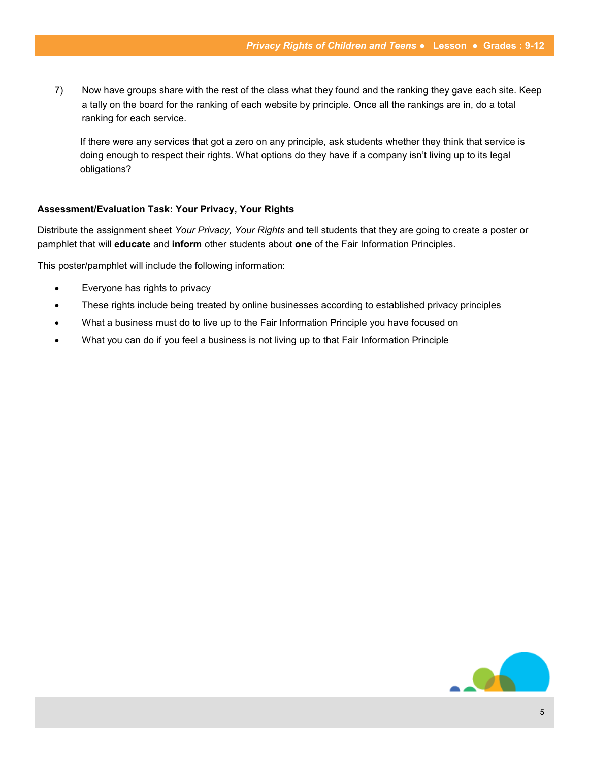7) Now have groups share with the rest of the class what they found and the ranking they gave each site. Keep a tally on the board for the ranking of each website by principle. Once all the rankings are in, do a total ranking for each service.

   If there were any services that got a zero on any principle, ask students whether they think that service is doing enough to respect their rights. What options do they have if a company isn't living up to its legal obligations?

**Assessment/Evaluation Task: Your Privacy, Your Rights**

Distribute the assignment sheet *Your Privacy, Your Rights* and tell students that they are going to create a poster or pamphlet that will **educate** and **inform** other students about **one** of the Fair Information Principles.

This poster/pamphlet will include the following information:

- Everyone has rights to privacy
- These rights include being treated by online businesses according to established privacy principles
- What a business must do to live up to the Fair Information Principle you have focused on
- What you can do if you feel a business is not living up to that Fair Information Principle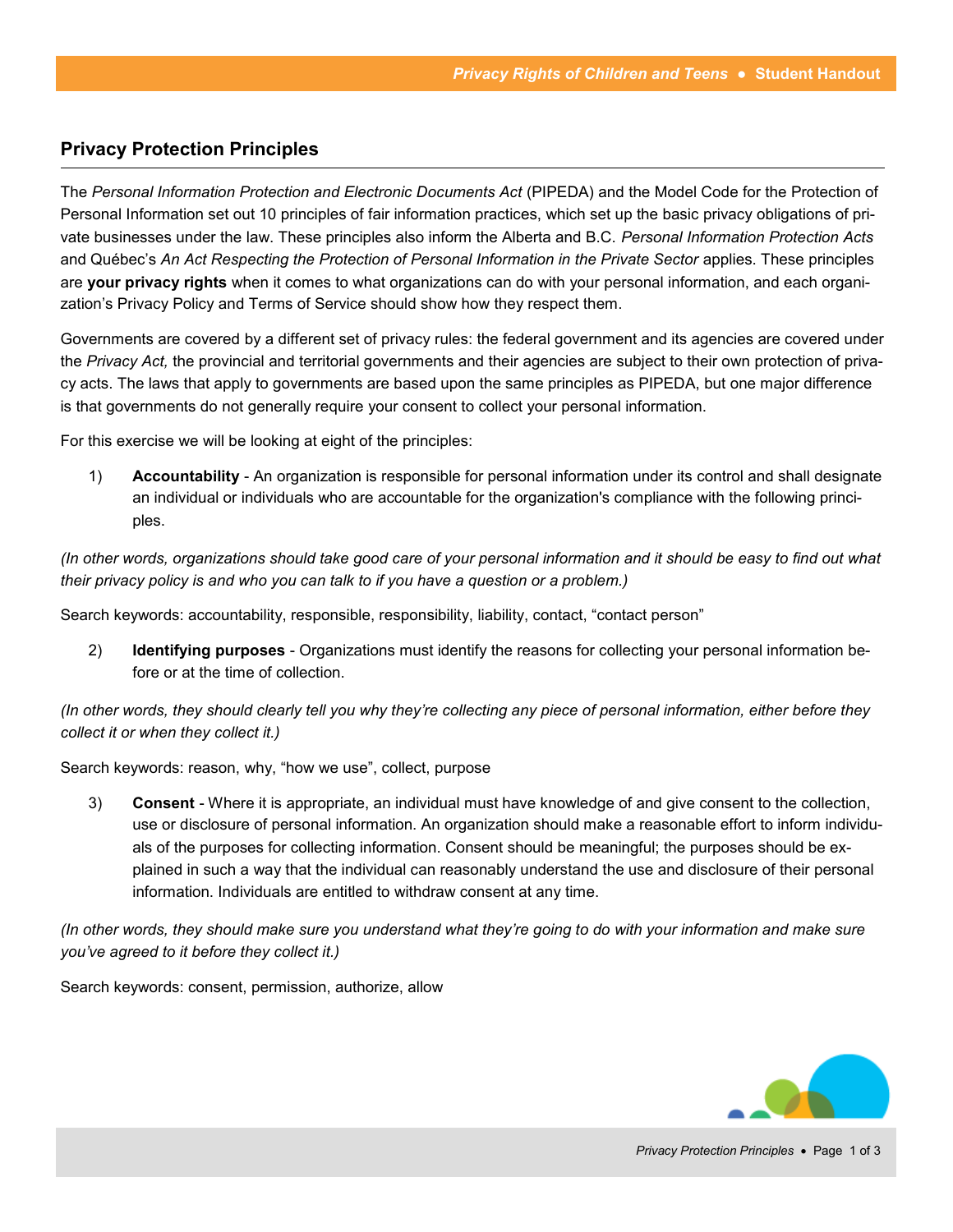## Privacy Protection Principles

The *Personal Information Protection and Electronic Documents Act* (PIPEDA) and the Model Code for the Protection of Personal Information set out 10 principles of fair information practices, which set up the basic privacy obligations of private businesses under the law. These principles also inform the Alberta and B.C. *Personal Information Protection Acts* and Québec's *An Act Respecting the Protection of Personal Information in the Private Sector* applies. These principles are **your privacy rights** when it comes to what organizations can do with your personal information, and each organization's Privacy Policy and Terms of Service should show how they respect them.

Governments are covered by a different set of privacy rules: the federal government and its agencies are covered under the *Privacy Act,* the provincial and territorial governments and their agencies are subject to their own protection of privacy acts. The laws that apply to governments are based upon the same principles as PIPEDA, but one major difference is that governments do not generally require your consent to collect your personal information.

For this exercise we will be looking at eight of the principles:

1) **Accountability** - An organization is responsible for personal information under its control and shall designate an individual or individuals who are accountable for the organization's compliance with the following principles.

*(In other words, organizations should take good care of your personal information and it should be easy to find out what their privacy policy is and who you can talk to if you have a question or a problem.)*

Search keywords: accountability, responsible, responsibility, liability, contact, "contact person"

2) **Identifying purposes** - Organizations must identify the reasons for collecting your personal information before or at the time of collection.

*(In other words, they should clearly tell you why they're collecting any piece of personal information, either before they collect it or when they collect it.)*

Search keywords: reason, why, "how we use", collect, purpose

3) **Consent** - Where it is appropriate, an individual must have knowledge of and give consent to the collection, use or disclosure of personal information. An organization should make a reasonable effort to inform individuals of the purposes for collecting information. Consent should be meaningful; the purposes should be explained in such a way that the individual can reasonably understand the use and disclosure of their personal information. Individuals are entitled to withdraw consent at any time.

*(In other words, they should make sure you understand what they're going to do with your information and make sure you've agreed to it before they collect it.)*

Search keywords: consent, permission, authorize, allow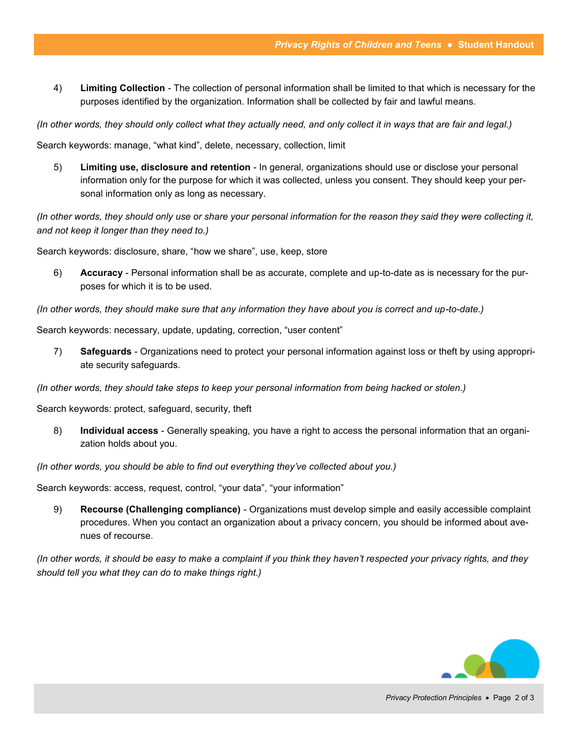4) **Limiting Collection** - The collection of personal information shall be limited to that which is necessary for the purposes identified by the organization. Information shall be collected by fair and lawful means.

*(In other words, they should only collect what they actually need, and only collect it in ways that are fair and legal.)*

Search keywords: manage, "what kind", delete, necessary, collection, limit

5) **Limiting use, disclosure and retention** - In general, organizations should use or disclose your personal information only for the purpose for which it was collected, unless you consent. They should keep your personal information only as long as necessary.

*(In other words, they should only use or share your personal information for the reason they said they were collecting it, and not keep it longer than they need to.)*

Search keywords: disclosure, share, "how we share", use, keep, store

6) **Accuracy** - Personal information shall be as accurate, complete and up-to-date as is necessary for the purposes for which it is to be used.

*(In other words, they should make sure that any information they have about you is correct and up-to-date.)*

Search keywords: necessary, update, updating, correction, "user content"

7) **Safeguards** - Organizations need to protect your personal information against loss or theft by using appropriate security safeguards.

*(In other words, they should take steps to keep your personal information from being hacked or stolen.)*

Search keywords: protect, safeguard, security, theft

8) **Individual access** - Generally speaking, you have a right to access the personal information that an organization holds about you.

*(In other words, you should be able to find out everything they've collected about you.)*

Search keywords: access, request, control, "your data", "your information"

9) **Recourse (Challenging compliance)** - Organizations must develop simple and easily accessible complaint procedures. When you contact an organization about a privacy concern, you should be informed about avenues of recourse.

*(In other words, it should be easy to make a complaint if you think they haven't respected your privacy rights, and they should tell you what they can do to make things right.)*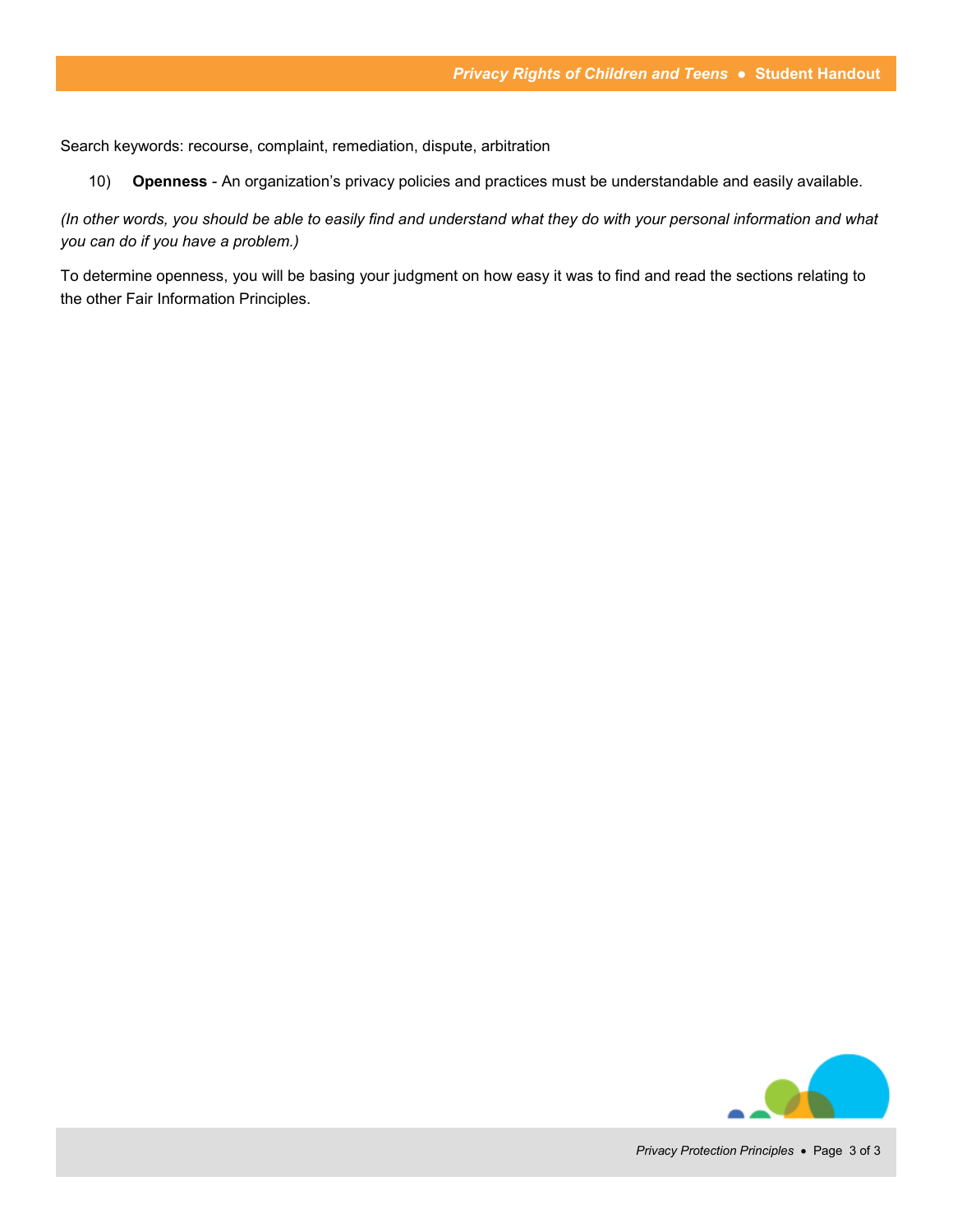Search keywords: recourse, complaint, remediation, dispute, arbitration

10) **Openness** - An organization's privacy policies and practices must be understandable and easily available.

*(In other words, you should be able to easily find and understand what they do with your personal information and what you can do if you have a problem.)*

To determine openness, you will be basing your judgment on how easy it was to find and read the sections relating to the other Fair Information Principles.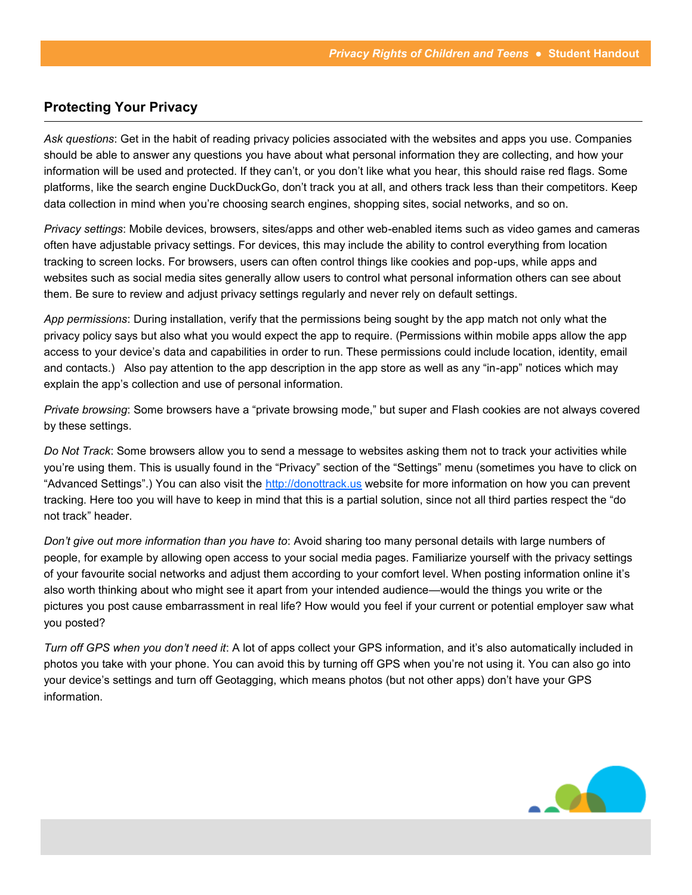## Protecting Your Privacy

*Ask questions*: Get in the habit of reading privacy policies associated with the websites and apps you use. Companies should be able to answer any questions you have about what personal information they are collecting, and how your information will be used and protected. If they can't, or you don't like what you hear, this should raise red flags. Some platforms, like the search engine DuckDuckGo, don't track you at all, and others track less than their competitors. Keep data collection in mind when you're choosing search engines, shopping sites, social networks, and so on.

*Privacy settings*: Mobile devices, browsers, sites/apps and other web-enabled items such as video games and cameras often have adjustable privacy settings. For devices, this may include the ability to control everything from location tracking to screen locks. For browsers, users can often control things like cookies and pop-ups, while apps and websites such as social media sites generally allow users to control what personal information others can see about them. Be sure to review and adjust privacy settings regularly and never rely on default settings.

*App permissions*: During installation, verify that the permissions being sought by the app match not only what the privacy policy says but also what you would expect the app to require. (Permissions within mobile apps allow the app access to your device's data and capabilities in order to run. These permissions could include location, identity, email and contacts.) Also pay attention to the app description in the app store as well as any "in-app" notices which may explain the app's collection and use of personal information.

*Private browsing*: Some browsers have a "private browsing mode," but super and Flash cookies are not always covered by these settings.

*Do Not Track*: Some browsers allow you to send a message to websites asking them not to track your activities while you're using them. This is usually found in the "Privacy" section of the "Settings" menu (sometimes you have to click on "Advanced Settings".) You can also visit the [http://donottrack.us](http://donottrack.us) website for more information on how you can prevent tracking. Here too you will have to keep in mind that this is a partial solution, since not all third parties respect the "do not track" header.

*Don't give out more information than you have to*: Avoid sharing too many personal details with large numbers of people, for example by allowing open access to your social media pages. Familiarize yourself with the privacy settings of your favourite social networks and adjust them according to your comfort level. When posting information online it's also worth thinking about who might see it apart from your intended audience—would the things you write or the pictures you post cause embarrassment in real life? How would you feel if your current or potential employer saw what you posted?

*Turn off GPS when you don't need it*: A lot of apps collect your GPS information, and it's also automatically included in photos you take with your phone. You can avoid this by turning off GPS when you're not using it. You can also go into your device's settings and turn off Geotagging, which means photos (but not other apps) don't have your GPS information.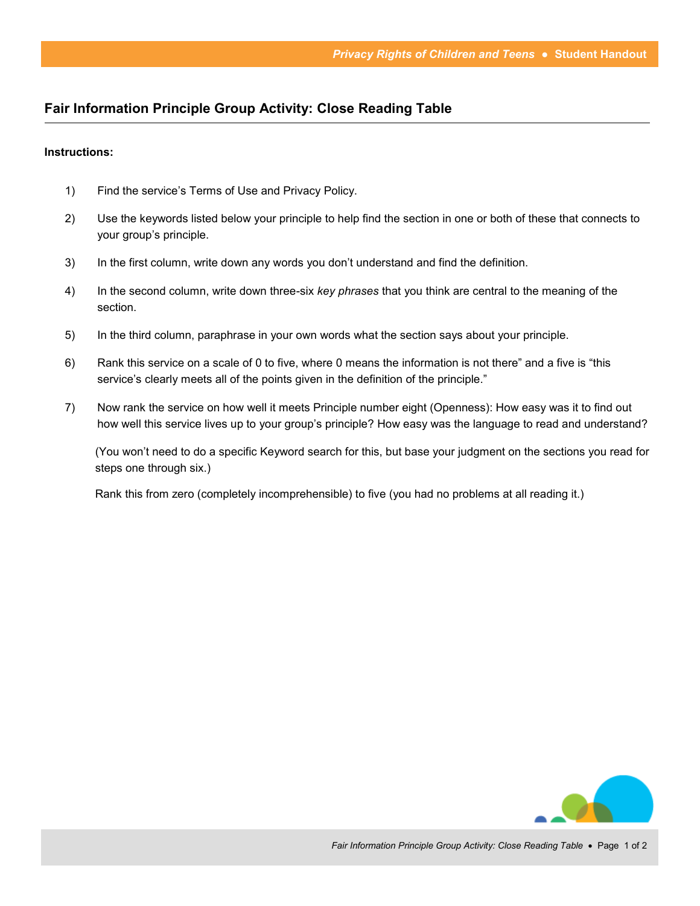## Fair Information Principle Group Activity: Close Reading Table

**Instructions:**

1) Find the service's Terms of Use and Privacy Policy.

2) Use the keywords listed below your principle to help find the section in one or both of these that connects to your group's principle.

3) In the first column, write down any words you don't understand and find the definition.

4) In the second column, write down three-six *key phrases* that you think are central to the meaning of the section.

5) In the third column, paraphrase in your own words what the section says about your principle.

6) Rank this service on a scale of 0 to five, where 0 means the information is not there" and a five is "this service's clearly meets all of the points given in the definition of the principle."

7) Now rank the service on how well it meets Principle number eight (Openness): How easy was it to find out how well this service lives up to your group's principle? How easy was the language to read and understand?

(You won't need to do a specific Keyword search for this, but base your judgment on the sections you read for steps one through six.)

Rank this from zero (completely incomprehensible) to five (you had no problems at all reading it.)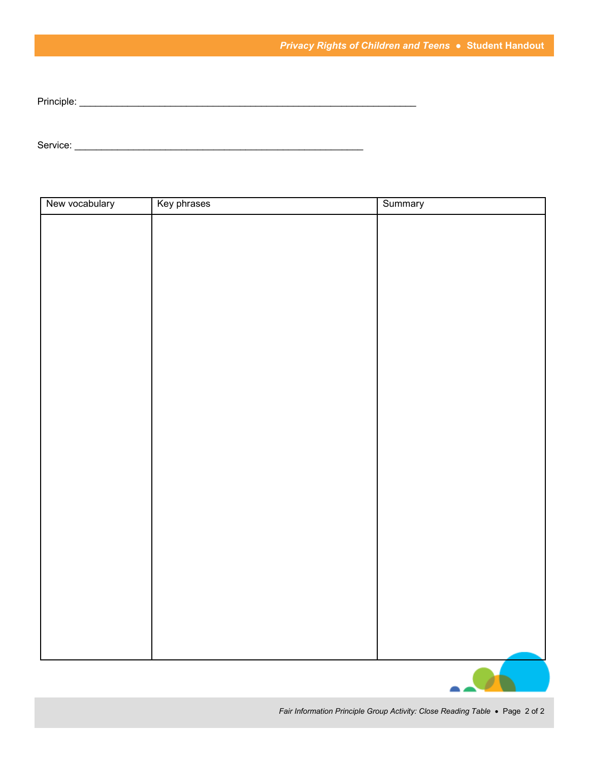Principle: ___________________________________________________________

Service: ____________________________________________________

| New vocabulary | Key phrases | Summary |
| --- | --- | --- |
| | | |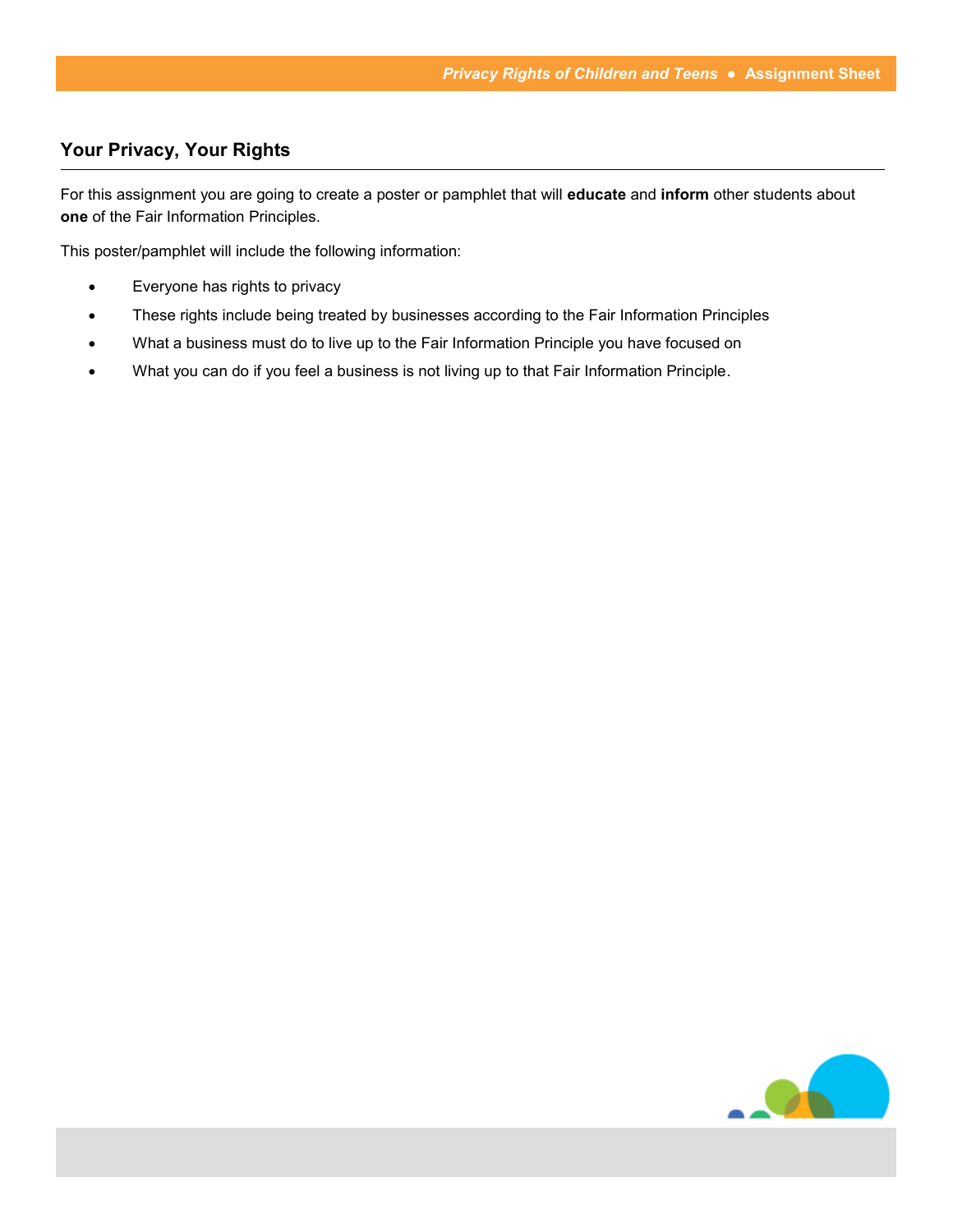## Your Privacy, Your Rights

For this assignment you are going to create a poster or pamphlet that will **educate** and **inform** other students about **one** of the Fair Information Principles.

This poster/pamphlet will include the following information:

- Everyone has rights to privacy
- These rights include being treated by businesses according to the Fair Information Principles
- What a business must do to live up to the Fair Information Principle you have focused on
- What you can do if you feel a business is not living up to that Fair Information Principle.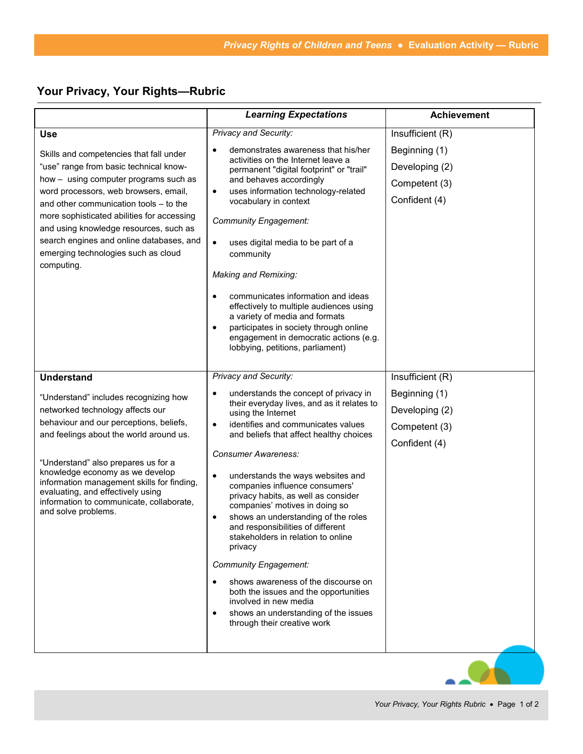## Your Privacy, Your Rights—Rubric

| | *Learning Expectations* | Achievement |
|---|---|---|
| **Use**<br><br>Skills and competencies that fall under "use" range from basic technical know-how – using computer programs such as word processors, web browsers, email, and other communication tools – to the more sophisticated abilities for accessing and using knowledge resources, such as search engines and online databases, and emerging technologies such as cloud computing. | *Privacy and Security:*<br><br>• demonstrates awareness that his/her activities on the Internet leave a permanent "digital footprint" or "trail" and behaves accordingly<br>• uses information technology-related vocabulary in context<br><br>*Community Engagement:*<br><br>• uses digital media to be part of a community<br><br>*Making and Remixing:*<br><br>• communicates information and ideas effectively to multiple audiences using a variety of media and formats<br>• participates in society through online engagement in democratic actions (e.g. lobbying, petitions, parliament) | Insufficient (R)<br>Beginning (1)<br>Developing (2)<br>Competent (3)<br>Confident (4) |
| **Understand**<br><br>"Understand" includes recognizing how networked technology affects our behaviour and our perceptions, beliefs, and feelings about the world around us.<br><br>"Understand" also prepares us for a knowledge economy as we develop information management skills for finding, evaluating, and effectively using information to communicate, collaborate, and solve problems. | *Privacy and Security:*<br><br>• understands the concept of privacy in their everyday lives, and as it relates to using the Internet<br>• identifies and communicates values and beliefs that affect healthy choices<br><br>*Consumer Awareness:*<br><br>• understands the ways websites and companies influence consumers' privacy habits, as well as consider companies' motives in doing so<br>• shows an understanding of the roles and responsibilities of different stakeholders in relation to online privacy<br><br>*Community Engagement:*<br><br>• shows awareness of the discourse on both the issues and the opportunities involved in new media<br>• shows an understanding of the issues through their creative work | Insufficient (R)<br>Beginning (1)<br>Developing (2)<br>Competent (3)<br>Confident (4) |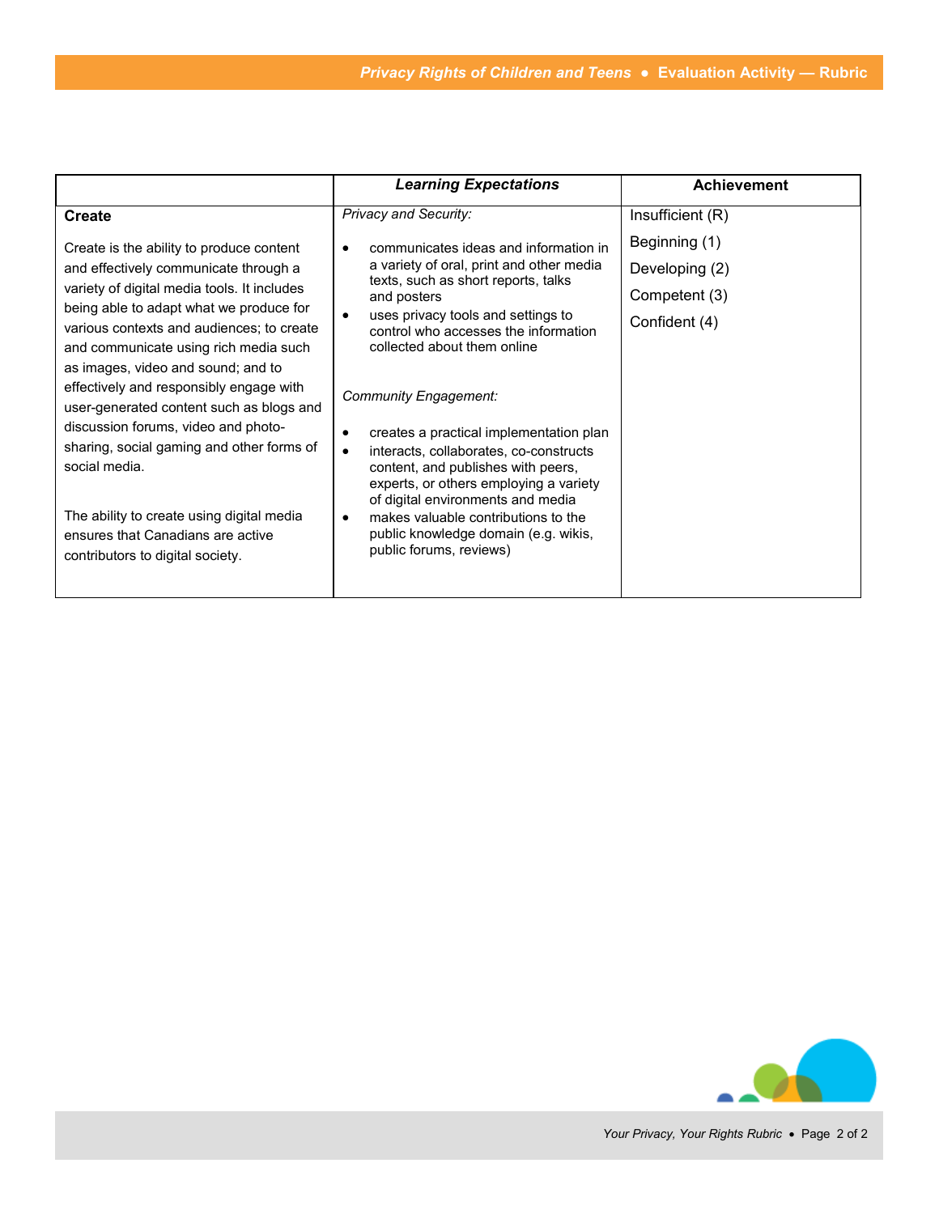| | *Learning Expectations* | Achievement |
|---|---|---|
| **Create**<br><br>Create is the ability to produce content and effectively communicate through a variety of digital media tools. It includes being able to adapt what we produce for various contexts and audiences; to create and communicate using rich media such as images, video and sound; and to effectively and responsibly engage with user-generated content such as blogs and discussion forums, video and photo-sharing, social gaming and other forms of social media.<br><br>The ability to create using digital media ensures that Canadians are active contributors to digital society. | *Privacy and Security:*<br><br>• communicates ideas and information in a variety of oral, print and other media texts, such as short reports, talks and posters<br>• uses privacy tools and settings to control who accesses the information collected about them online<br><br>*Community Engagement:*<br><br>• creates a practical implementation plan<br>• interacts, collaborates, co-constructs content, and publishes with peers, experts, or others employing a variety of digital environments and media<br>• makes valuable contributions to the public knowledge domain (e.g. wikis, public forums, reviews) | Insufficient (R)<br><br>Beginning (1)<br><br>Developing (2)<br><br>Competent (3)<br><br>Confident (4) |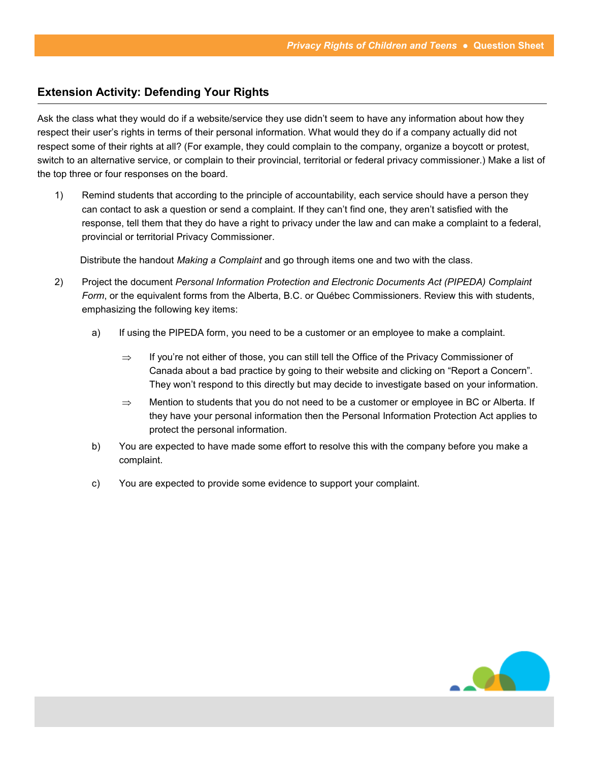## Extension Activity: Defending Your Rights

Ask the class what they would do if a website/service they use didn't seem to have any information about how they respect their user's rights in terms of their personal information. What would they do if a company actually did not respect some of their rights at all? (For example, they could complain to the company, organize a boycott or protest, switch to an alternative service, or complain to their provincial, territorial or federal privacy commissioner.) Make a list of the top three or four responses on the board.

1) Remind students that according to the principle of accountability, each service should have a person they can contact to ask a question or send a complaint. If they can't find one, they aren't satisfied with the response, tell them that they do have a right to privacy under the law and can make a complaint to a federal, provincial or territorial Privacy Commissioner.

   Distribute the handout *Making a Complaint* and go through items one and two with the class.

2) Project the document *Personal Information Protection and Electronic Documents Act (PIPEDA) Complaint Form*, or the equivalent forms from the Alberta, B.C. or Québec Commissioners. Review this with students, emphasizing the following key items:

   a) If using the PIPEDA form, you need to be a customer or an employee to make a complaint.

      ⇒ If you're not either of those, you can still tell the Office of the Privacy Commissioner of Canada about a bad practice by going to their website and clicking on "Report a Concern". They won't respond to this directly but may decide to investigate based on your information.

      ⇒ Mention to students that you do not need to be a customer or employee in BC or Alberta. If they have your personal information then the Personal Information Protection Act applies to protect the personal information.

   b) You are expected to have made some effort to resolve this with the company before you make a complaint.

   c) You are expected to provide some evidence to support your complaint.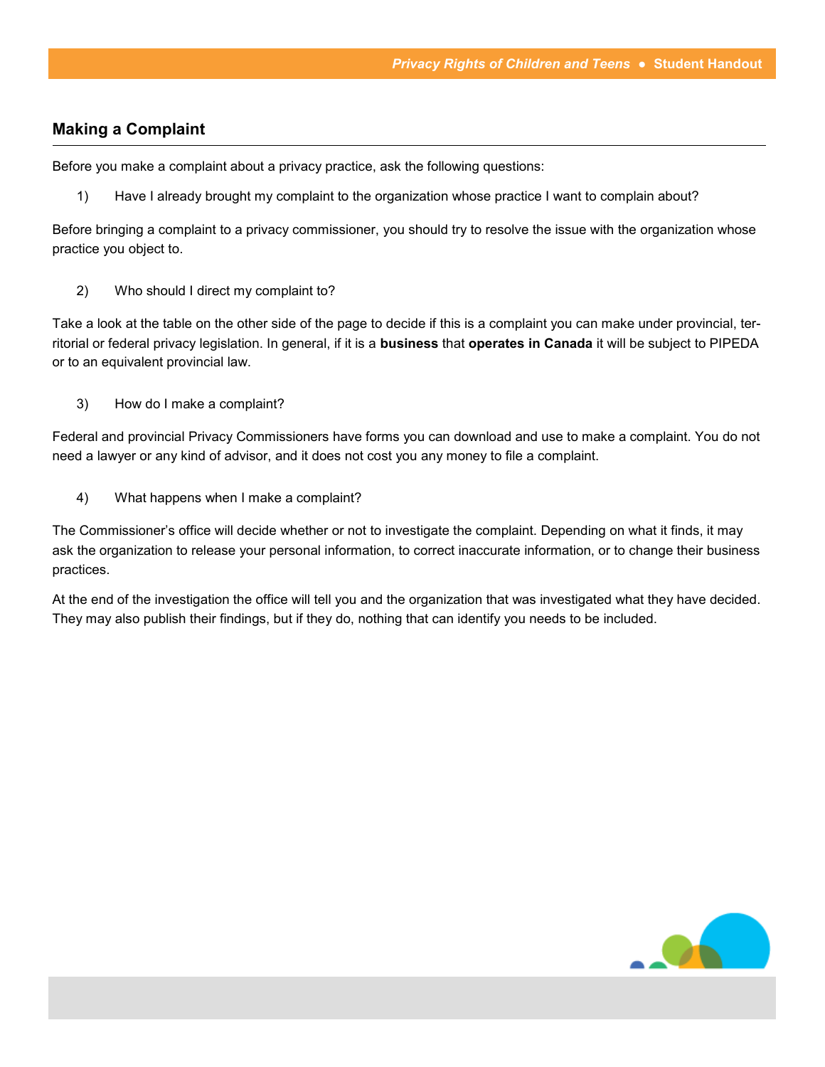## Making a Complaint

Before you make a complaint about a privacy practice, ask the following questions:

1) Have I already brought my complaint to the organization whose practice I want to complain about?

Before bringing a complaint to a privacy commissioner, you should try to resolve the issue with the organization whose practice you object to.

2) Who should I direct my complaint to?

Take a look at the table on the other side of the page to decide if this is a complaint you can make under provincial, territorial or federal privacy legislation. In general, if it is a **business** that **operates in Canada** it will be subject to PIPEDA or to an equivalent provincial law.

3) How do I make a complaint?

Federal and provincial Privacy Commissioners have forms you can download and use to make a complaint. You do not need a lawyer or any kind of advisor, and it does not cost you any money to file a complaint.

4) What happens when I make a complaint?

The Commissioner's office will decide whether or not to investigate the complaint. Depending on what it finds, it may ask the organization to release your personal information, to correct inaccurate information, or to change their business practices.

At the end of the investigation the office will tell you and the organization that was investigated what they have decided. They may also publish their findings, but if they do, nothing that can identify you needs to be included.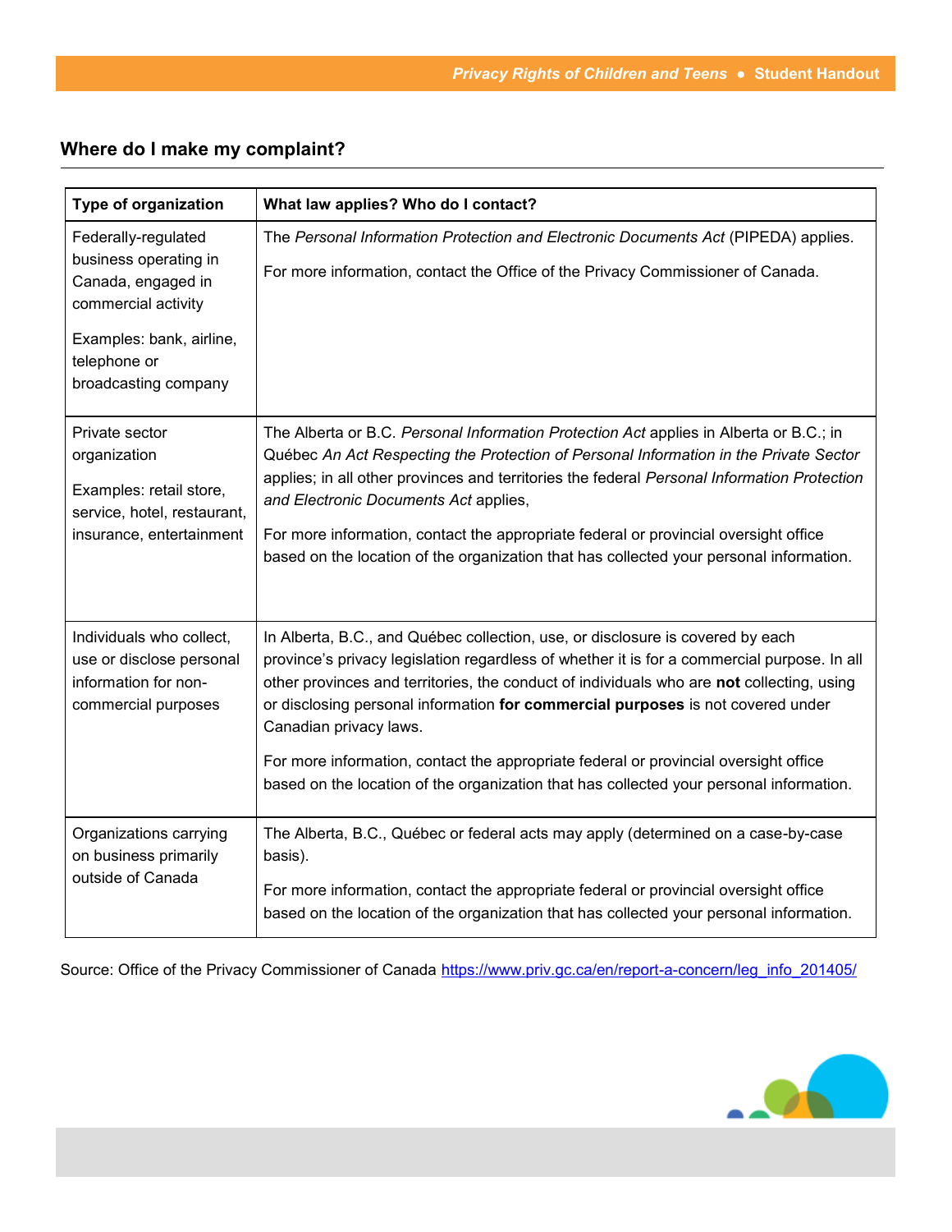## Where do I make my complaint?

| Type of organization | What law applies? Who do I contact? |
|---|---|
| Federally-regulated business operating in Canada, engaged in commercial activity<br><br>Examples: bank, airline, telephone or broadcasting company | The *Personal Information Protection and Electronic Documents Act* (PIPEDA) applies.<br><br>For more information, contact the Office of the Privacy Commissioner of Canada. |
| Private sector organization<br><br>Examples: retail store, service, hotel, restaurant, insurance, entertainment | The Alberta or B.C. *Personal Information Protection Act* applies in Alberta or B.C.; in Québec *An Act Respecting the Protection of Personal Information in the Private Sector* applies; in all other provinces and territories the federal *Personal Information Protection and Electronic Documents Act* applies,<br><br>For more information, contact the appropriate federal or provincial oversight office based on the location of the organization that has collected your personal information. |
| Individuals who collect, use or disclose personal information for non-commercial purposes | In Alberta, B.C., and Québec collection, use, or disclosure is covered by each province's privacy legislation regardless of whether it is for a commercial purpose. In all other provinces and territories, the conduct of individuals who are **not** collecting, using or disclosing personal information **for commercial purposes** is not covered under Canadian privacy laws.<br><br>For more information, contact the appropriate federal or provincial oversight office based on the location of the organization that has collected your personal information. |
| Organizations carrying on business primarily outside of Canada | The Alberta, B.C., Québec or federal acts may apply (determined on a case-by-case basis).<br><br>For more information, contact the appropriate federal or provincial oversight office based on the location of the organization that has collected your personal information. |

Source: Office of the Privacy Commissioner of Canada https://www.priv.gc.ca/en/report-a-concern/leg_info_201405/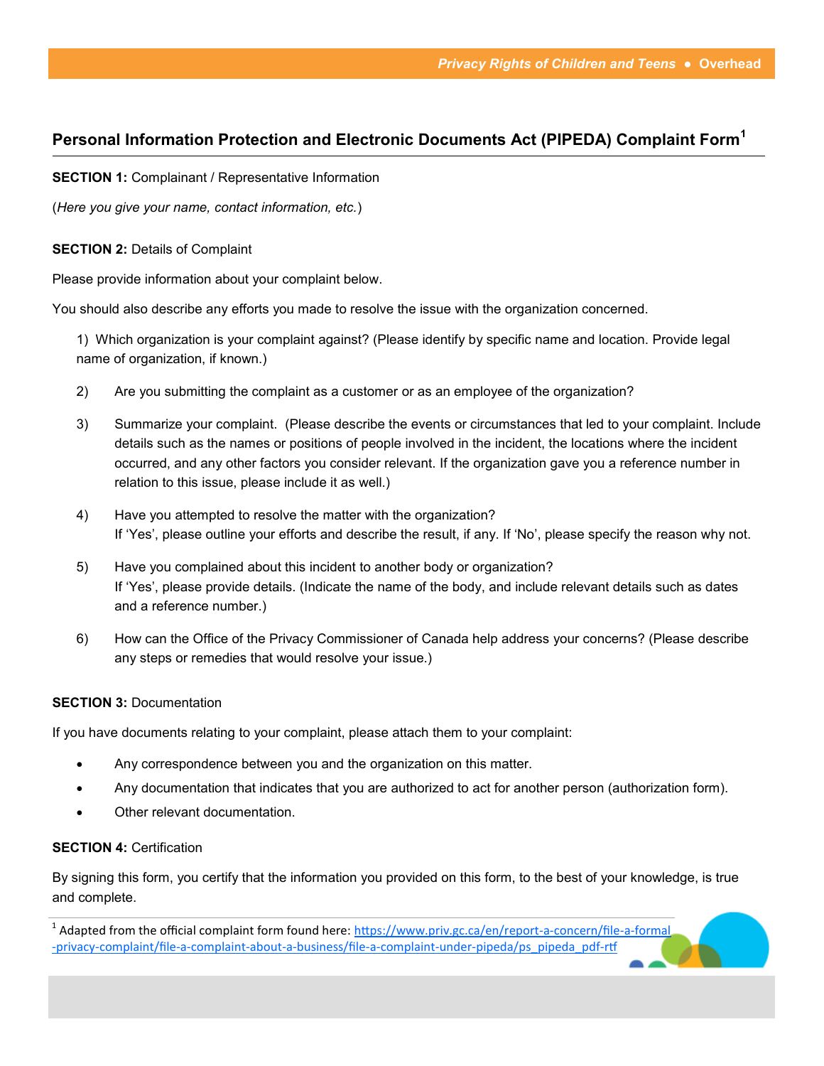## Personal Information Protection and Electronic Documents Act (PIPEDA) Complaint Form[1]

**SECTION 1:** Complainant / Representative Information

(*Here you give your name, contact information, etc.*)

**SECTION 2:** Details of Complaint

Please provide information about your complaint below.

You should also describe any efforts you made to resolve the issue with the organization concerned.

1) Which organization is your complaint against? (Please identify by specific name and location. Provide legal name of organization, if known.)

2) Are you submitting the complaint as a customer or as an employee of the organization?

3) Summarize your complaint. (Please describe the events or circumstances that led to your complaint. Include details such as the names or positions of people involved in the incident, the locations where the incident occurred, and any other factors you consider relevant. If the organization gave you a reference number in relation to this issue, please include it as well.)

4) Have you attempted to resolve the matter with the organization?
If 'Yes', please outline your efforts and describe the result, if any. If 'No', please specify the reason why not.

5) Have you complained about this incident to another body or organization?
If 'Yes', please provide details. (Indicate the name of the body, and include relevant details such as dates and a reference number.)

6) How can the Office of the Privacy Commissioner of Canada help address your concerns? (Please describe any steps or remedies that would resolve your issue.)

**SECTION 3:** Documentation

If you have documents relating to your complaint, please attach them to your complaint:

- Any correspondence between you and the organization on this matter.
- Any documentation that indicates that you are authorized to act for another person (authorization form).
- Other relevant documentation.

**SECTION 4:** Certification

By signing this form, you certify that the information you provided on this form, to the best of your knowledge, is true and complete.

---

[1] Adapted from the official complaint form found here: https://www.priv.gc.ca/en/report-a-concern/file-a-formal-privacy-complaint/file-a-complaint-about-a-business/file-a-complaint-under-pipeda/ps_pipeda_pdf-rtf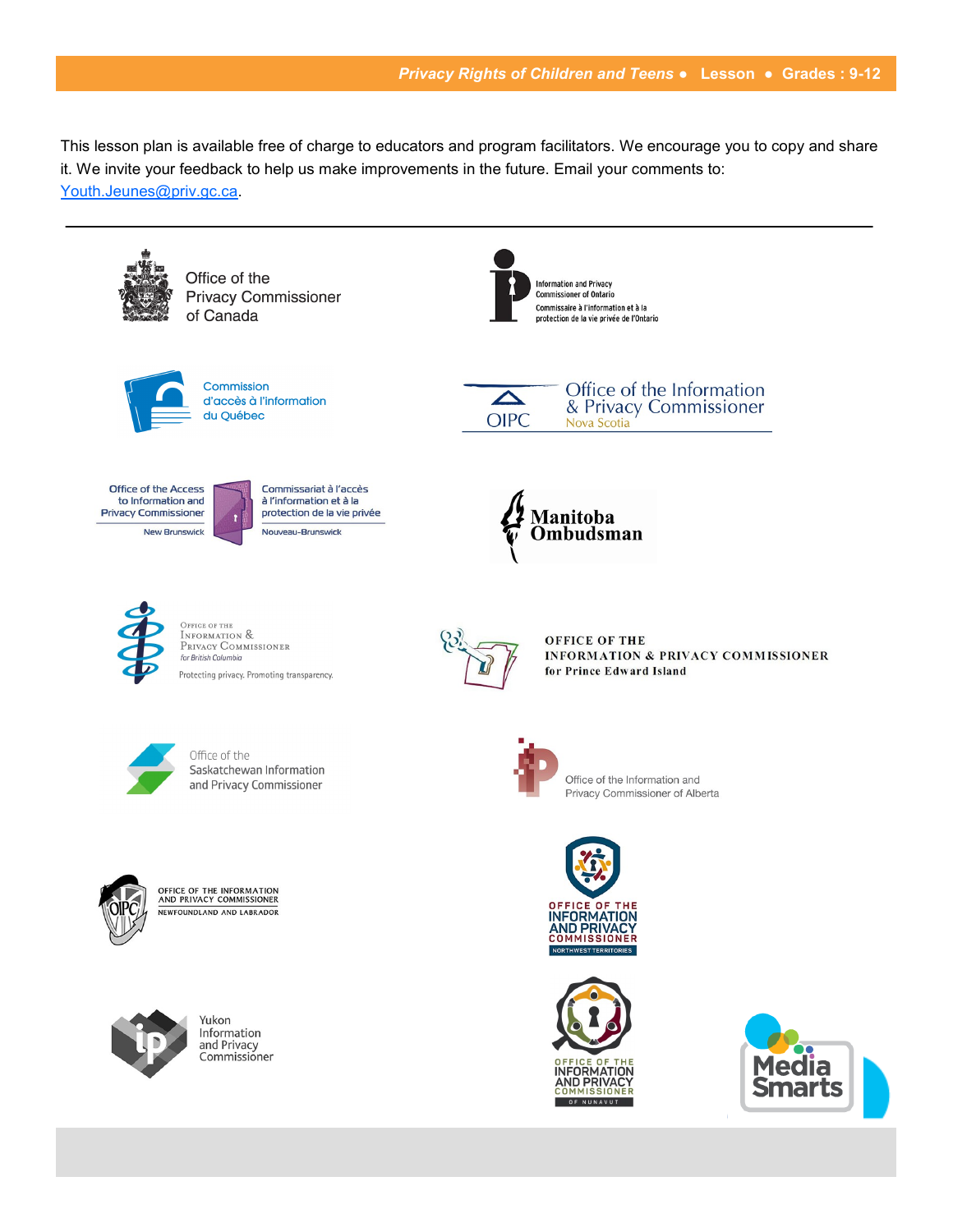This lesson plan is available free of charge to educators and program facilitators. We encourage you to copy and share it. We invite your feedback to help us make improvements in the future. Email your comments to: Youth.Jeunes@priv.gc.ca.

---

Office of the Privacy Commissioner of Canada

Information and Privacy Commissioner of Ontario
Commissaire à l'information et à la protection de la vie privée de l'Ontario

Commission d'accès à l'information du Québec

OIPC
Office of the Information & Privacy Commissioner
Nova Scotia

Office of the Access to Information and Privacy Commissioner
New Brunswick
Commissariat à l'accès à l'information et à la protection de la vie privée
Nouveau-Brunswick

Manitoba Ombudsman

Office of the Information & Privacy Commissioner
for British Columbia
Protecting privacy. Promoting transparency.

OFFICE OF THE INFORMATION & PRIVACY COMMISSIONER
for Prince Edward Island

Office of the Saskatchewan Information and Privacy Commissioner

Office of the Information and Privacy Commissioner of Alberta

OIPC
OFFICE OF THE INFORMATION AND PRIVACY COMMISSIONER
NEWFOUNDLAND AND LABRADOR

OFFICE OF THE INFORMATION AND PRIVACY COMMISSIONER
NORTHWEST TERRITORIES

Yukon Information and Privacy Commissioner

OFFICE OF THE INFORMATION AND PRIVACY COMMISSIONER
OF NUNAVUT

Media Smarts